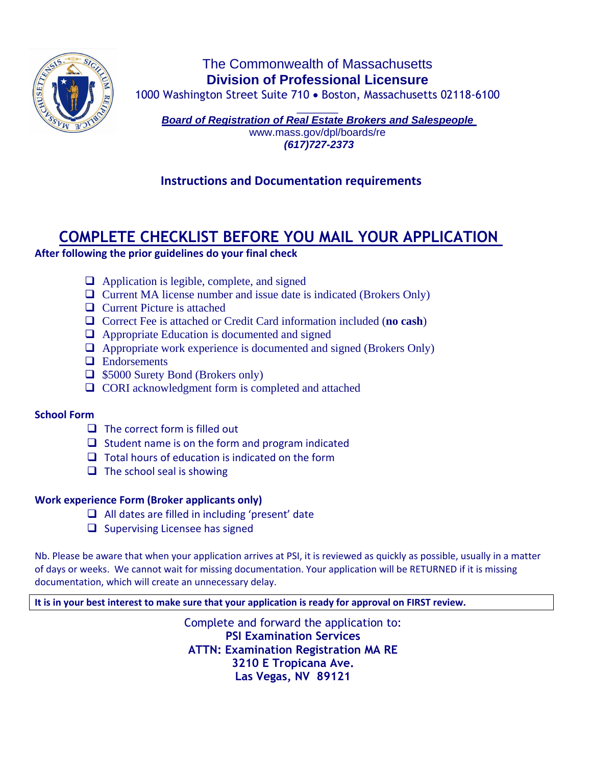The Commonwealth of Massachusetts
**Division of Professional Licensure**
1000 Washington Street Suite 710 • Boston, Massachusetts 02118-6100

***Board of Registration of Real Estate Brokers and Salespeople***
www.mass.gov/dpl/boards/re
***(617)727-2373***

**Instructions and Documentation requirements**

# COMPLETE CHECKLIST BEFORE YOU MAIL YOUR APPLICATION

**After following the prior guidelines do your final check**

- ❑ Application is legible, complete, and signed
- ❑ Current MA license number and issue date is indicated (Brokers Only)
- ❑ Current Picture is attached
- ❑ Correct Fee is attached or Credit Card information included (**no cash**)
- ❑ Appropriate Education is documented and signed
- ❑ Appropriate work experience is documented and signed (Brokers Only)
- ❑ Endorsements
- ❑ $5000 Surety Bond (Brokers only)
- ❑ CORI acknowledgment form is completed and attached

**School Form**

- ❑ The correct form is filled out
- ❑ Student name is on the form and program indicated
- ❑ Total hours of education is indicated on the form
- ❑ The school seal is showing

**Work experience Form (Broker applicants only)**

- ❑ All dates are filled in including 'present' date
- ❑ Supervising Licensee has signed

Nb. Please be aware that when your application arrives at PSI, it is reviewed as quickly as possible, usually in a matter of days or weeks. We cannot wait for missing documentation. Your application will be RETURNED if it is missing documentation, which will create an unnecessary delay.

**It is in your best interest to make sure that your application is ready for approval on FIRST review.**

Complete and forward the application to:
**PSI Examination Services**
**ATTN: Examination Registration MA RE**
**3210 E Tropicana Ave.**
**Las Vegas, NV 89121**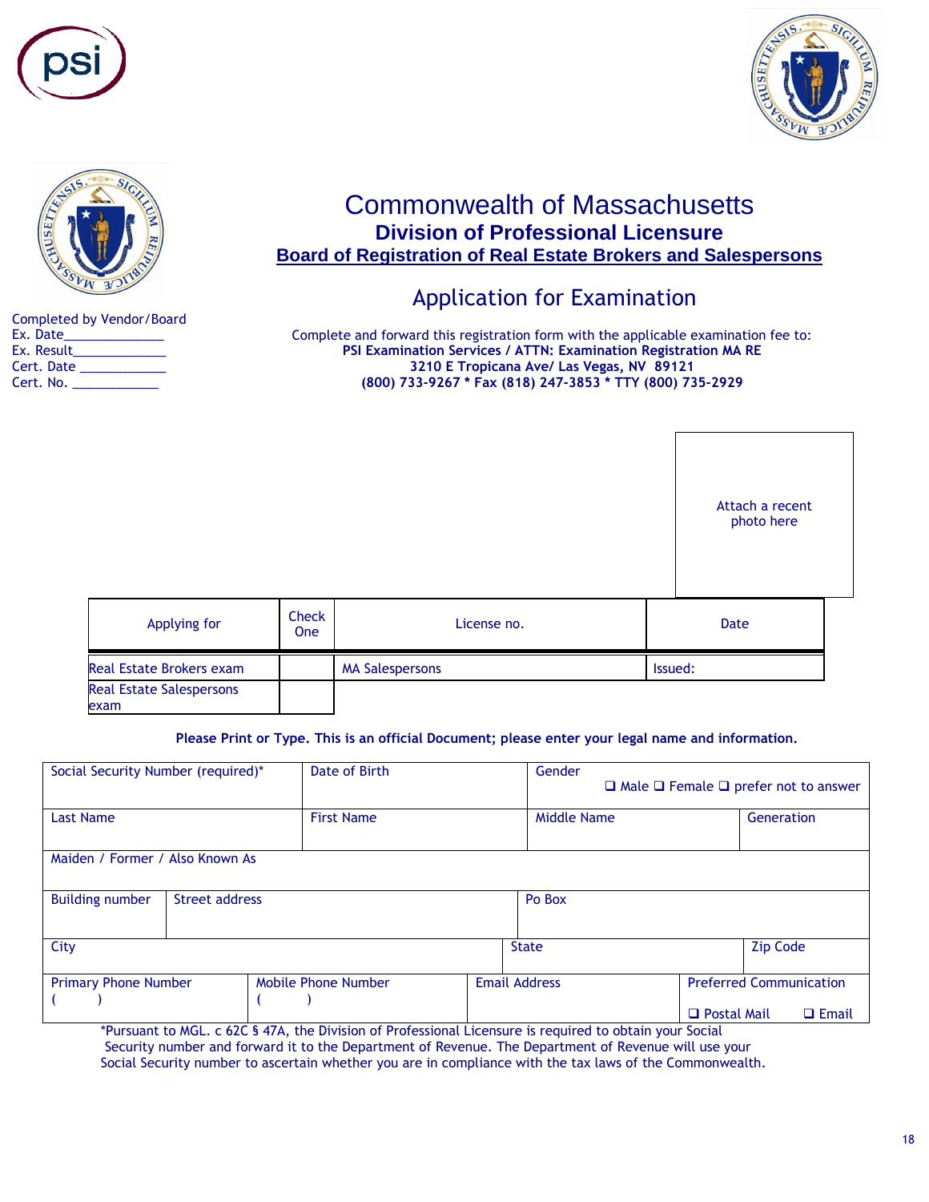# Commonwealth of Massachusetts

## Division of Professional Licensure

### Board of Registration of Real Estate Brokers and Salespersons

## Application for Examination

Completed by Vendor/Board
Ex. Date_____________
Ex. Result____________
Cert. Date ___________
Cert. No. ___________

Complete and forward this registration form with the applicable examination fee to:
**PSI Examination Services / ATTN: Examination Registration MA RE**
**3210 E Tropicana Ave/ Las Vegas, NV 89121**
**(800) 733-9267 * Fax (818) 247-3853 * TTY (800) 735-2929**

Attach a recent photo here

| Applying for | Check One | License no. | Date |
|---|---|---|---|
| Real Estate Brokers exam | | MA Salespersons | Issued: |
| Real Estate Salespersons exam | | | |

**Please Print or Type. This is an official Document; please enter your legal name and information.**

| Social Security Number (required)* | | Date of Birth | Gender ❑ Male ❑ Female ❑ prefer not to answer | |
|---|---|---|---|---|
| Last Name | | First Name | Middle Name | Generation |
| Maiden / Former / Also Known As | | | | |
| Building number | Street address | | Po Box | |
| City | | | State | Zip Code |
| Primary Phone Number ( ) | Mobile Phone Number ( ) | Email Address | Preferred Communication ❑ Postal Mail ❑ Email | |

*Pursuant to MGL. c 62C § 47A, the Division of Professional Licensure is required to obtain your Social Security number and forward it to the Department of Revenue. The Department of Revenue will use your Social Security number to ascertain whether you are in compliance with the tax laws of the Commonwealth.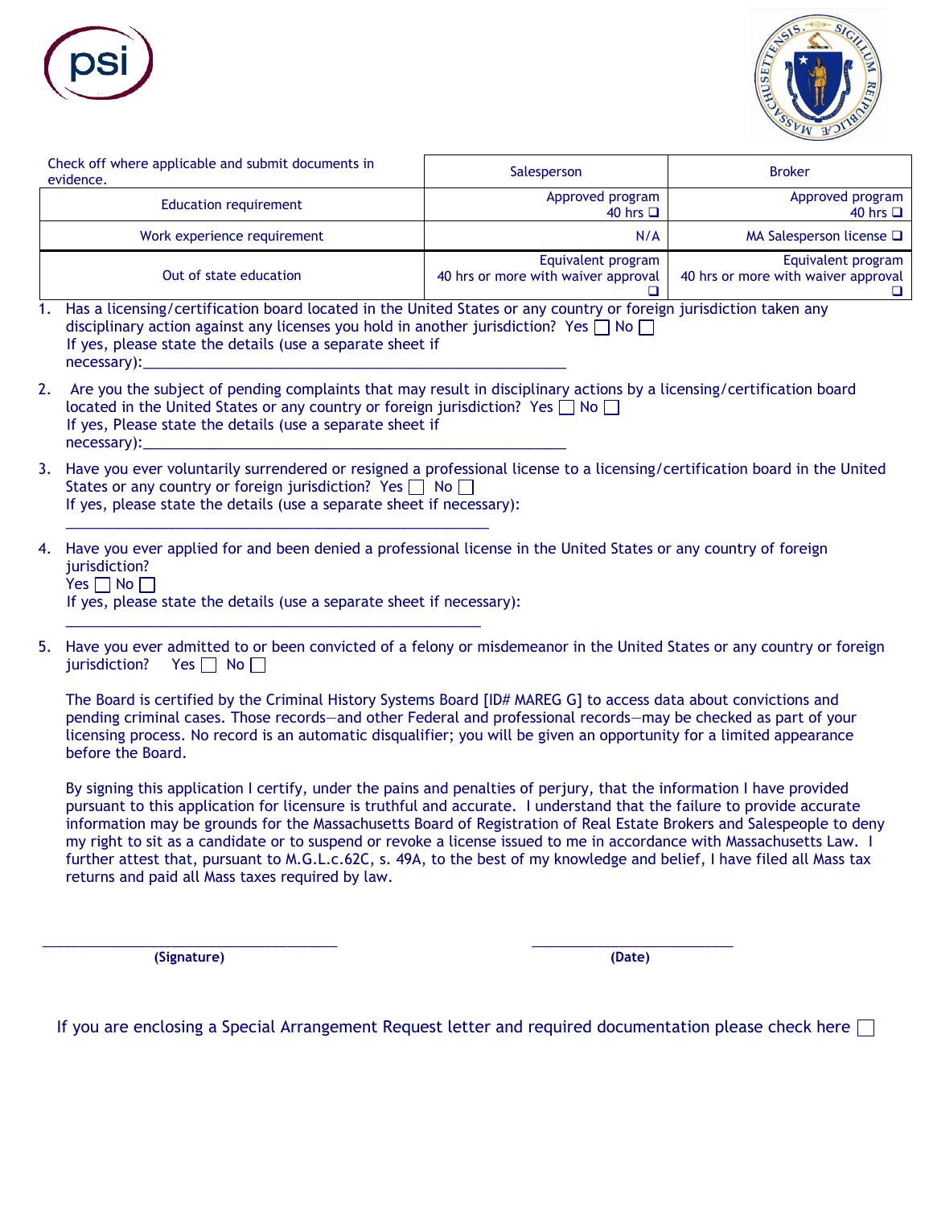| Check off where applicable and submit documents in evidence. | Salesperson | Broker |
|---|---|---|
| Education requirement | Approved program 40 hrs ❑ | Approved program 40 hrs ❑ |
| Work experience requirement | N/A | MA Salesperson license ❑ |
| Out of state education | Equivalent program 40 hrs or more with waiver approval ❑ | Equivalent program 40 hrs or more with waiver approval ❑ |

1. Has a licensing/certification board located in the United States or any country or foreign jurisdiction taken any disciplinary action against any licenses you hold in another jurisdiction? Yes ☐ No ☐
   If yes, please state the details (use a separate sheet if necessary):_______________________________________________

2. Are you the subject of pending complaints that may result in disciplinary actions by a licensing/certification board located in the United States or any country or foreign jurisdiction? Yes ☐ No ☐
   If yes, Please state the details (use a separate sheet if necessary):_______________________________________________

3. Have you ever voluntarily surrendered or resigned a professional license to a licensing/certification board in the United States or any country or foreign jurisdiction? Yes ☐ No ☐
   If yes, please state the details (use a separate sheet if necessary):
   _______________________________________________

4. Have you ever applied for and been denied a professional license in the United States or any country of foreign jurisdiction?
   Yes ☐ No ☐
   If yes, please state the details (use a separate sheet if necessary):
   _______________________________________________

5. Have you ever admitted to or been convicted of a felony or misdemeanor in the United States or any country or foreign jurisdiction? Yes ☐ No ☐

   The Board is certified by the Criminal History Systems Board [ID# MAREG G] to access data about convictions and pending criminal cases. Those records—and other Federal and professional records—may be checked as part of your licensing process. No record is an automatic disqualifier; you will be given an opportunity for a limited appearance before the Board.

   By signing this application I certify, under the pains and penalties of perjury, that the information I have provided pursuant to this application for licensure is truthful and accurate. I understand that the failure to provide accurate information may be grounds for the Massachusetts Board of Registration of Real Estate Brokers and Salespeople to deny my right to sit as a candidate or to suspend or revoke a license issued to me in accordance with Massachusetts Law. I further attest that, pursuant to M.G.L.c.62C, s. 49A, to the best of my knowledge and belief, I have filed all Mass tax returns and paid all Mass taxes required by law.

_________________________________ **(Signature)**

_________________________ **(Date)**

If you are enclosing a Special Arrangement Request letter and required documentation please check here ☐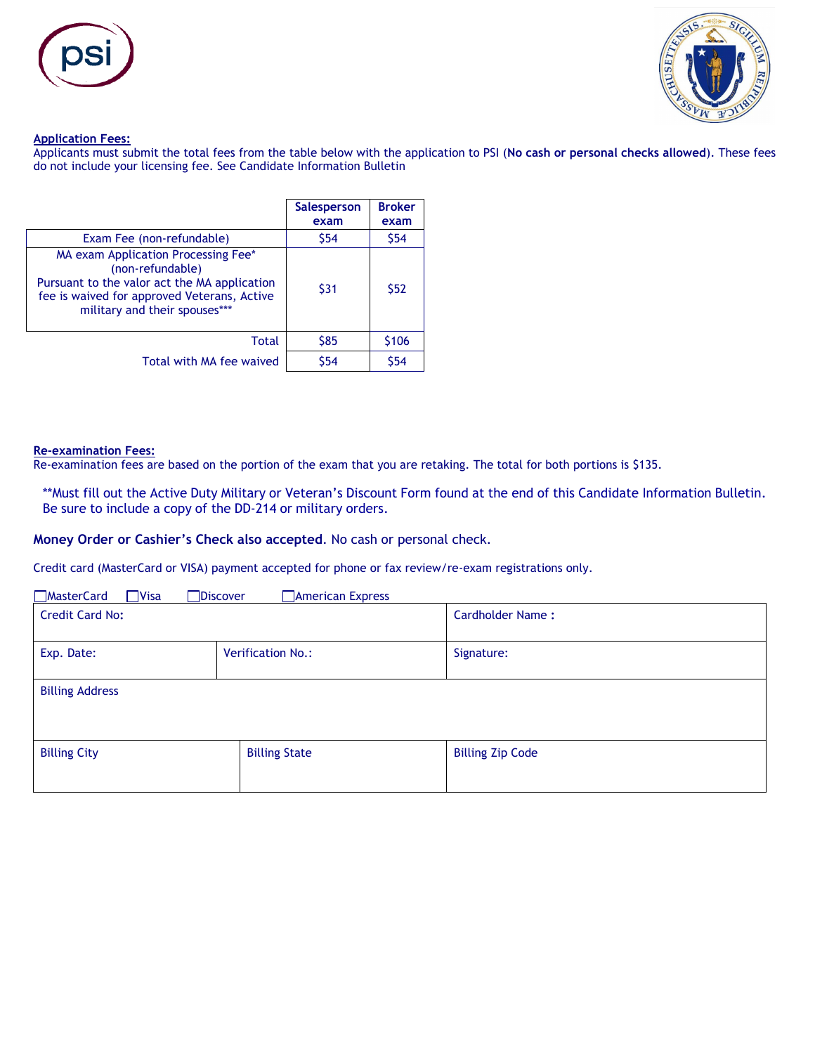**Application Fees:**

Applicants must submit the total fees from the table below with the application to PSI (**No cash or personal checks allowed**). These fees do not include your licensing fee. See Candidate Information Bulletin

| | Salesperson exam | Broker exam |
|---|---|---|
| Exam Fee (non-refundable) | $54 | $54 |
| MA exam Application Processing Fee* (non-refundable) Pursuant to the valor act the MA application fee is waived for approved Veterans, Active military and their spouses*** | $31 | $52 |
| Total | $85 | $106 |
| Total with MA fee waived | $54 | $54 |

**Re-examination Fees:**

Re-examination fees are based on the portion of the exam that you are retaking. The total for both portions is $135.

**Must fill out the Active Duty Military or Veteran's Discount Form found at the end of this Candidate Information Bulletin. Be sure to include a copy of the DD-214 or military orders.

**Money Order or Cashier's Check also accepted**. No cash or personal check.

Credit card (MasterCard or VISA) payment accepted for phone or fax review/re-exam registrations only.

☐ MasterCard ☐ Visa ☐ Discover ☐ American Express

| Credit Card No: | | Cardholder Name : |
|---|---|---|
| Exp. Date: | Verification No.: | Signature: |
| Billing Address | | |
| Billing City | Billing State | Billing Zip Code |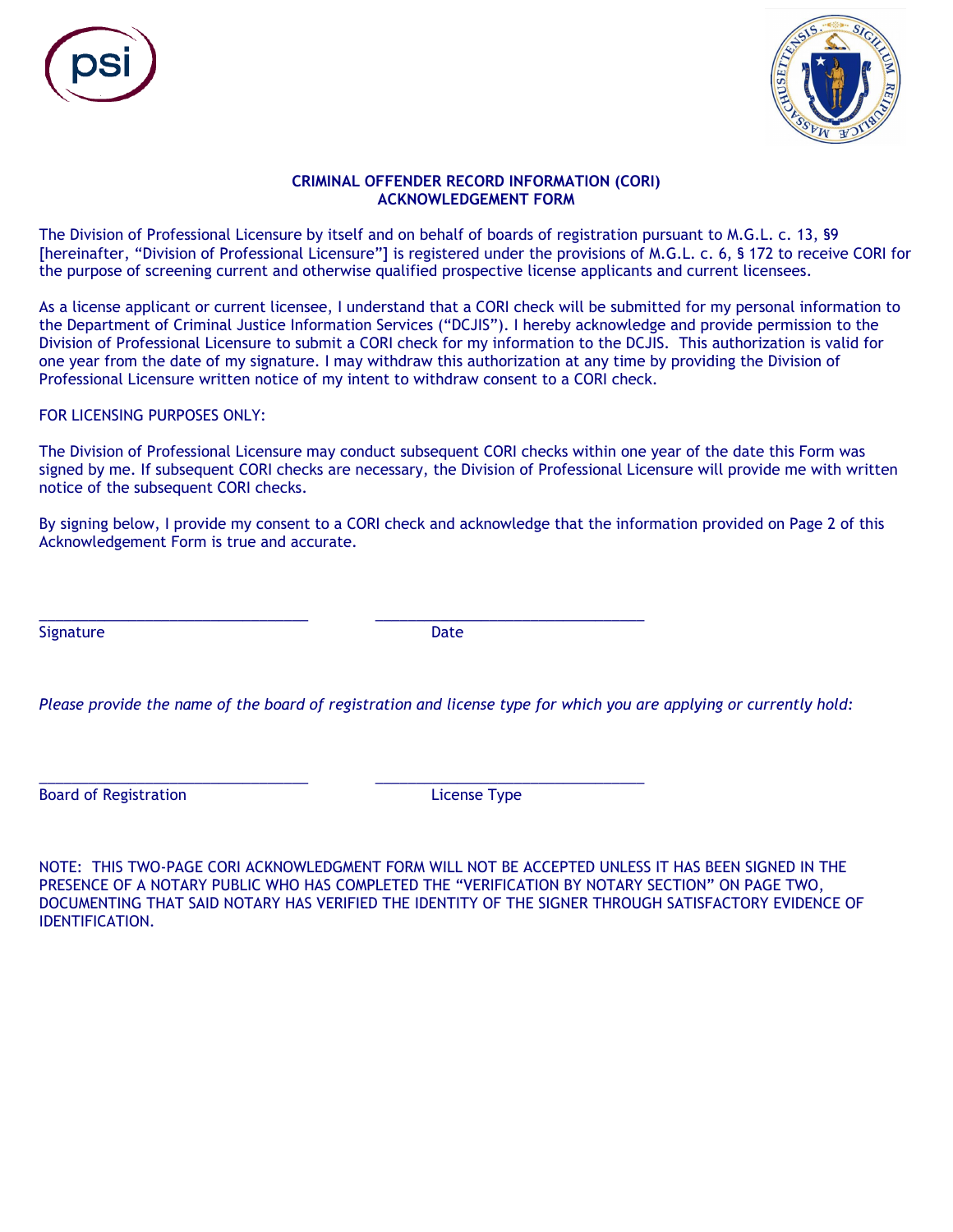## CRIMINAL OFFENDER RECORD INFORMATION (CORI) ACKNOWLEDGEMENT FORM

The Division of Professional Licensure by itself and on behalf of boards of registration pursuant to M.G.L. c. 13, §9 [hereinafter, "Division of Professional Licensure"] is registered under the provisions of M.G.L. c. 6, § 172 to receive CORI for the purpose of screening current and otherwise qualified prospective license applicants and current licensees.

As a license applicant or current licensee, I understand that a CORI check will be submitted for my personal information to the Department of Criminal Justice Information Services ("DCJIS"). I hereby acknowledge and provide permission to the Division of Professional Licensure to submit a CORI check for my information to the DCJIS. This authorization is valid for one year from the date of my signature. I may withdraw this authorization at any time by providing the Division of Professional Licensure written notice of my intent to withdraw consent to a CORI check.

FOR LICENSING PURPOSES ONLY:

The Division of Professional Licensure may conduct subsequent CORI checks within one year of the date this Form was signed by me. If subsequent CORI checks are necessary, the Division of Professional Licensure will provide me with written notice of the subsequent CORI checks.

By signing below, I provide my consent to a CORI check and acknowledge that the information provided on Page 2 of this Acknowledgement Form is true and accurate.

\_\_\_\_\_\_\_\_\_\_\_\_\_\_\_\_\_\_\_\_\_\_\_\_\_\_\_\_\_\_\_\_ \_\_\_\_\_\_\_\_\_\_\_\_\_\_\_\_\_\_\_\_\_\_\_\_\_\_\_\_\_\_\_\_

Signature Date

*Please provide the name of the board of registration and license type for which you are applying or currently hold:*

\_\_\_\_\_\_\_\_\_\_\_\_\_\_\_\_\_\_\_\_\_\_\_\_\_\_\_\_\_\_\_\_ \_\_\_\_\_\_\_\_\_\_\_\_\_\_\_\_\_\_\_\_\_\_\_\_\_\_\_\_\_\_\_\_

Board of Registration License Type

NOTE: THIS TWO-PAGE CORI ACKNOWLEDGMENT FORM WILL NOT BE ACCEPTED UNLESS IT HAS BEEN SIGNED IN THE PRESENCE OF A NOTARY PUBLIC WHO HAS COMPLETED THE "VERIFICATION BY NOTARY SECTION" ON PAGE TWO, DOCUMENTING THAT SAID NOTARY HAS VERIFIED THE IDENTITY OF THE SIGNER THROUGH SATISFACTORY EVIDENCE OF IDENTIFICATION.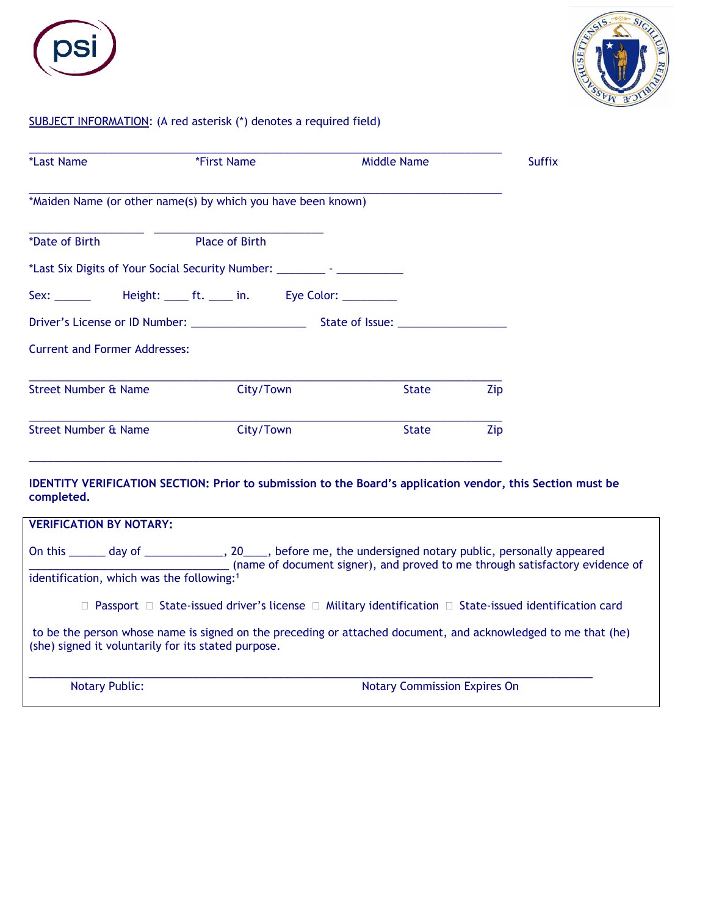SUBJECT INFORMATION: (A red asterisk (*) denotes a required field)

_______________________________________________________________________________

*Last Name *First Name Middle Name Suffix

_______________________________________________________________________________

*Maiden Name (or other name(s) by which you have been known)

___________________ ____________________________

*Date of Birth Place of Birth

*Last Six Digits of Your Social Security Number: ________ - ___________

Sex: ______ Height: ____ ft. ____ in. Eye Color: _________

Driver's License or ID Number: ___________________ State of Issue: __________________

Current and Former Addresses:

_______________________________________________________________________________

Street Number & Name City/Town State Zip

_______________________________________________________________________________

Street Number & Name City/Town State Zip

_______________________________________________________________________________

**IDENTITY VERIFICATION SECTION: Prior to submission to the Board's application vendor, this Section must be completed.**

**VERIFICATION BY NOTARY:**

On this ______ day of _____________, 20____, before me, the undersigned notary public, personally appeared _________________________________ (name of document signer), and proved to me through satisfactory evidence of identification, which was the following:[1]

☐ Passport ☐ State-issued driver's license ☐ Military identification ☐ State-issued identification card

to be the person whose name is signed on the preceding or attached document, and acknowledged to me that (he) (she) signed it voluntarily for its stated purpose.

_______________________________________________________________________________

Notary Public: Notary Commission Expires On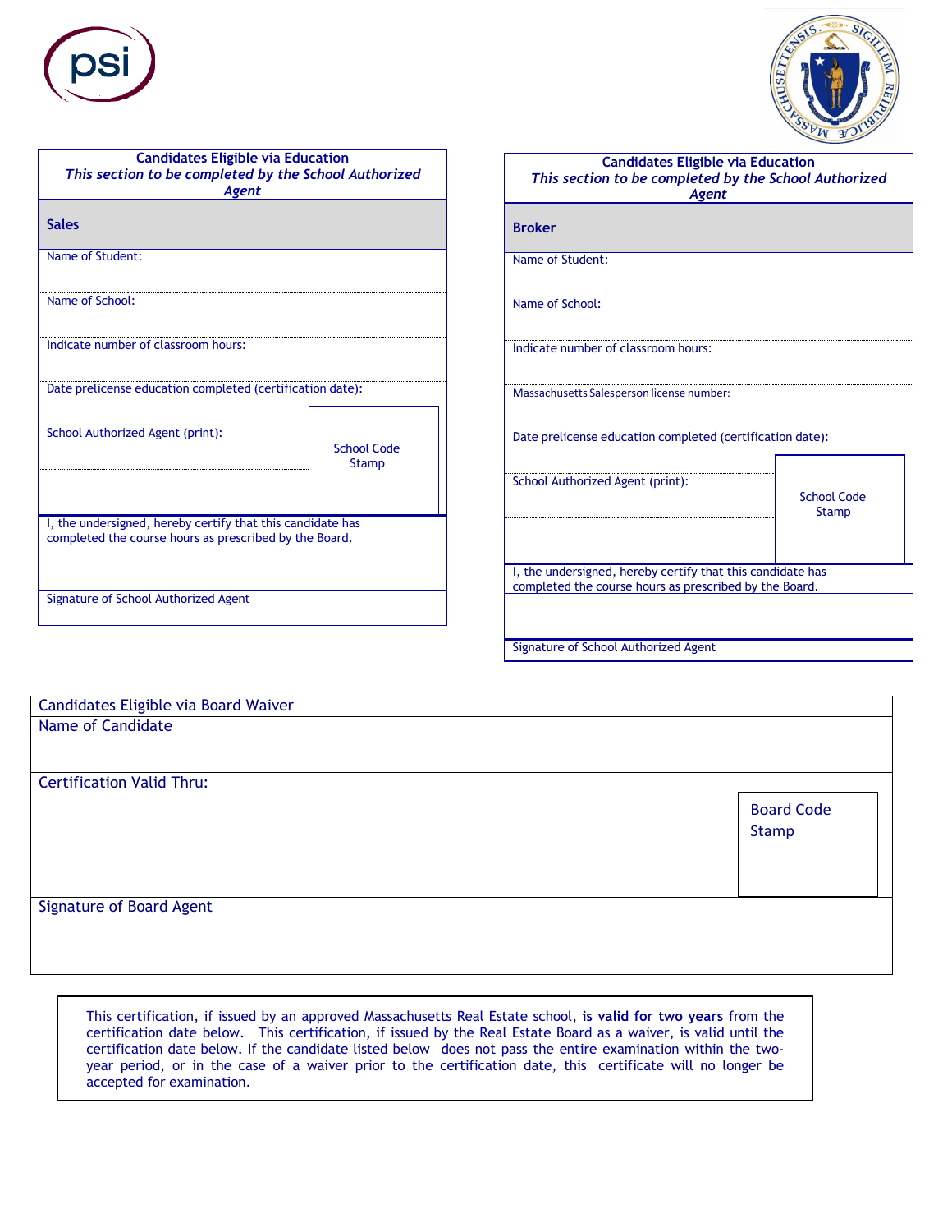## Candidates Eligible via Education

*This section to be completed by the School Authorized Agent*

**Sales**

Name of Student:

Name of School:

Indicate number of classroom hours:

Date prelicense education completed (certification date):

School Authorized Agent (print):

School Code Stamp

I, the undersigned, hereby certify that this candidate has completed the course hours as prescribed by the Board.

Signature of School Authorized Agent

## Candidates Eligible via Education

*This section to be completed by the School Authorized Agent*

**Broker**

Name of Student:

Name of School:

Indicate number of classroom hours:

Massachusetts Salesperson license number:

Date prelicense education completed (certification date):

School Authorized Agent (print):

School Code Stamp

I, the undersigned, hereby certify that this candidate has completed the course hours as prescribed by the Board.

Signature of School Authorized Agent

## Candidates Eligible via Board Waiver

Name of Candidate

Certification Valid Thru:

Board Code Stamp

Signature of Board Agent

This certification, if issued by an approved Massachusetts Real Estate school, **is valid for two years** from the certification date below. This certification, if issued by the Real Estate Board as a waiver, is valid until the certification date below. If the candidate listed below does not pass the entire examination within the two-year period, or in the case of a waiver prior to the certification date, this certificate will no longer be accepted for examination.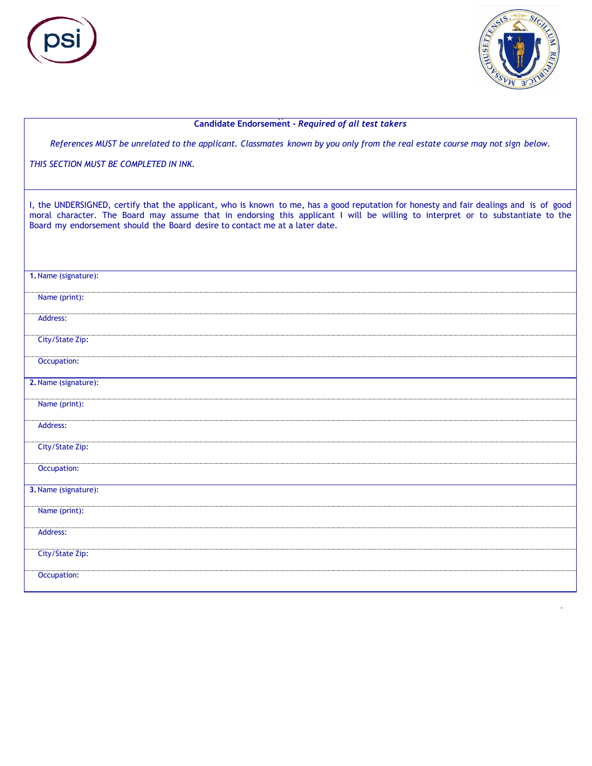## Candidate Endorsement - *Required of all test takers*

*References MUST be unrelated to the applicant. Classmates known by you only from the real estate course may not sign below.*

*THIS SECTION MUST BE COMPLETED IN INK.*

I, the UNDERSIGNED, certify that the applicant, who is known to me, has a good reputation for honesty and fair dealings and is of good moral character. The Board may assume that in endorsing this applicant I will be willing to interpret or to substantiate to the Board my endorsement should the Board desire to contact me at a later date.

**1.** Name (signature):

Name (print):

Address:

City/State Zip:

Occupation:

**2.** Name (signature):

Name (print):

Address:

City/State Zip:

Occupation:

**3.** Name (signature):

Name (print):

Address:

City/State Zip:

Occupation: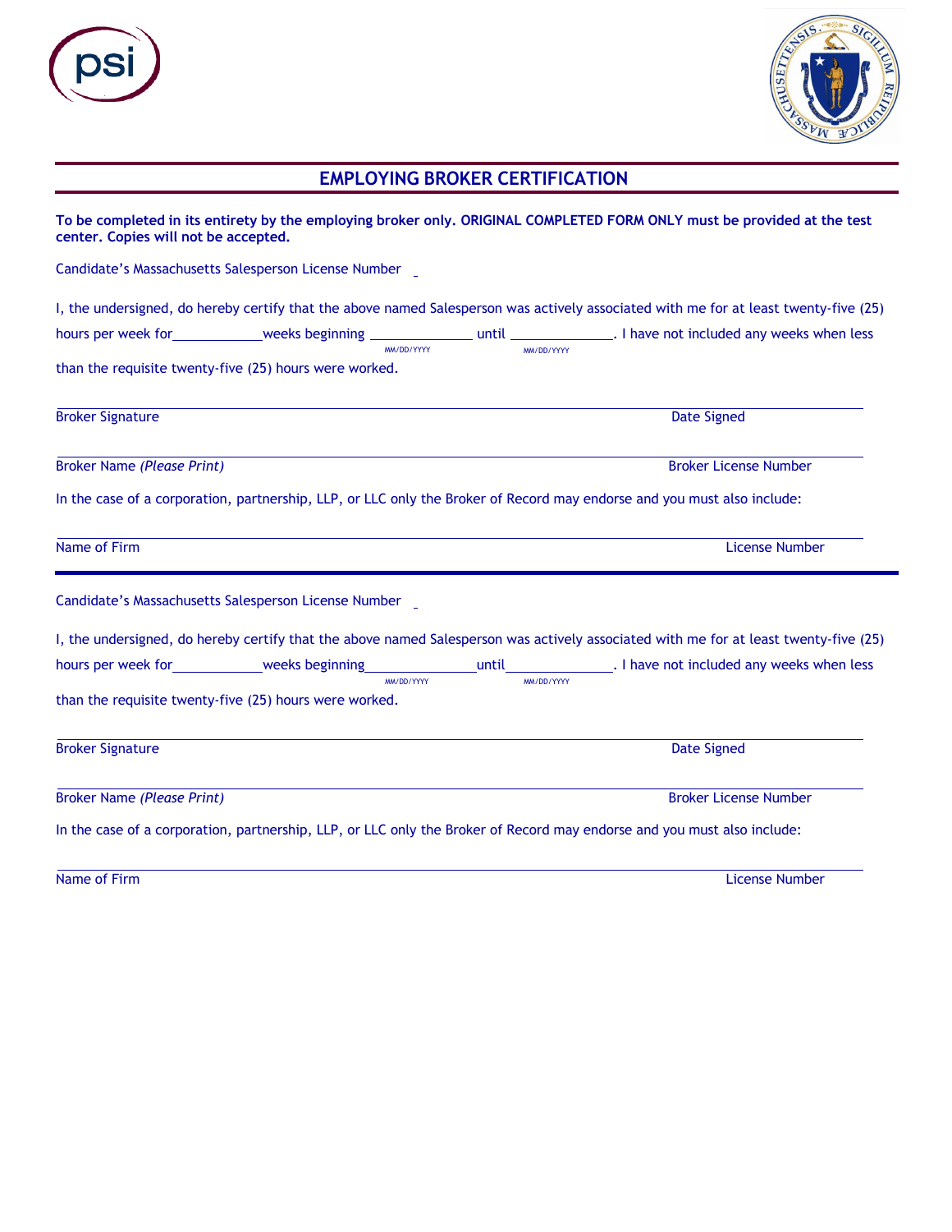## EMPLOYING BROKER CERTIFICATION

**To be completed in its entirety by the employing broker only. ORIGINAL COMPLETED FORM ONLY must be provided at the test center. Copies will not be accepted.**

Candidate's Massachusetts Salesperson License Number \_

I, the undersigned, do hereby certify that the above named Salesperson was actively associated with me for at least twenty-five (25) hours per week for\_\_\_\_\_\_\_\_\_\_\_\_weeks beginning \_\_\_\_\_\_\_\_\_\_\_\_\_\_ (MM/DD/YYYY) until \_\_\_\_\_\_\_\_\_\_\_\_\_\_ (MM/DD/YYYY). I have not included any weeks when less than the requisite twenty-five (25) hours were worked.

Broker Signature \_\_\_\_\_\_\_\_\_\_\_\_\_\_\_\_\_\_\_\_ Date Signed \_\_\_\_\_\_\_\_\_\_

Broker Name *(Please Print)* \_\_\_\_\_\_\_\_\_\_\_\_\_\_\_\_\_\_\_\_ Broker License Number \_\_\_\_\_\_\_\_\_\_

In the case of a corporation, partnership, LLP, or LLC only the Broker of Record may endorse and you must also include:

Name of Firm \_\_\_\_\_\_\_\_\_\_\_\_\_\_\_\_\_\_\_\_ License Number \_\_\_\_\_\_\_\_\_\_

---

Candidate's Massachusetts Salesperson License Number \_

I, the undersigned, do hereby certify that the above named Salesperson was actively associated with me for at least twenty-five (25) hours per week for\_\_\_\_\_\_\_\_\_\_\_\_weeks beginning\_\_\_\_\_\_\_\_\_\_\_\_\_\_ (MM/DD/YYYY) until\_\_\_\_\_\_\_\_\_\_\_\_\_\_ (MM/DD/YYYY). I have not included any weeks when less than the requisite twenty-five (25) hours were worked.

Broker Signature \_\_\_\_\_\_\_\_\_\_\_\_\_\_\_\_\_\_\_\_ Date Signed \_\_\_\_\_\_\_\_\_\_

Broker Name *(Please Print)* \_\_\_\_\_\_\_\_\_\_\_\_\_\_\_\_\_\_\_\_ Broker License Number \_\_\_\_\_\_\_\_\_\_

In the case of a corporation, partnership, LLP, or LLC only the Broker of Record may endorse and you must also include:

Name of Firm \_\_\_\_\_\_\_\_\_\_\_\_\_\_\_\_\_\_\_\_ License Number \_\_\_\_\_\_\_\_\_\_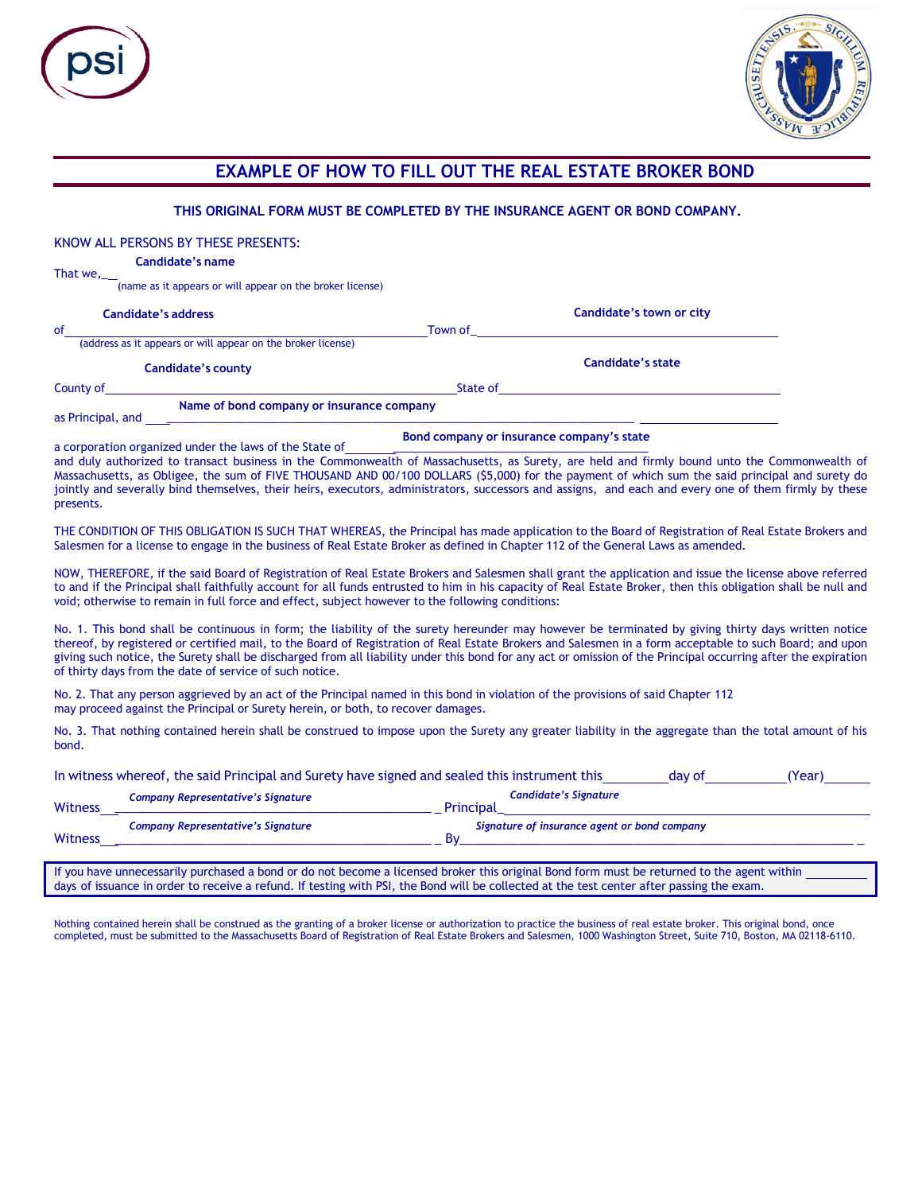# EXAMPLE OF HOW TO FILL OUT THE REAL ESTATE BROKER BOND

**THIS ORIGINAL FORM MUST BE COMPLETED BY THE INSURANCE AGENT OR BOND COMPANY.**

KNOW ALL PERSONS BY THESE PRESENTS:

That we, **Candidate's name**
(name as it appears or will appear on the broker license)

of **Candidate's address** Town of **Candidate's town or city**
(address as it appears or will appear on the broker license)

County of **Candidate's county** State of **Candidate's state**

as Principal, and **Name of bond company or insurance company**

a corporation organized under the laws of the State of **Bond company or insurance company's state**
and duly authorized to transact business in the Commonwealth of Massachusetts, as Surety, are held and firmly bound unto the Commonwealth of Massachusetts, as Obligee, the sum of FIVE THOUSAND AND 00/100 DOLLARS ($5,000) for the payment of which sum the said principal and surety do jointly and severally bind themselves, their heirs, executors, administrators, successors and assigns, and each and every one of them firmly by these presents.

THE CONDITION OF THIS OBLIGATION IS SUCH THAT WHEREAS, the Principal has made application to the Board of Registration of Real Estate Brokers and Salesmen for a license to engage in the business of Real Estate Broker as defined in Chapter 112 of the General Laws as amended.

NOW, THEREFORE, if the said Board of Registration of Real Estate Brokers and Salesmen shall grant the application and issue the license above referred to and if the Principal shall faithfully account for all funds entrusted to him in his capacity of Real Estate Broker, then this obligation shall be null and void; otherwise to remain in full force and effect, subject however to the following conditions:

No. 1. This bond shall be continuous in form; the liability of the surety hereunder may however be terminated by giving thirty days written notice thereof, by registered or certified mail, to the Board of Registration of Real Estate Brokers and Salesmen in a form acceptable to such Board; and upon giving such notice, the Surety shall be discharged from all liability under this bond for any act or omission of the Principal occurring after the expiration of thirty days from the date of service of such notice.

No. 2. That any person aggrieved by an act of the Principal named in this bond in violation of the provisions of said Chapter 112 may proceed against the Principal or Surety herein, or both, to recover damages.

No. 3. That nothing contained herein shall be construed to impose upon the Surety any greater liability in the aggregate than the total amount of his bond.

In witness whereof, the said Principal and Surety have signed and sealed this instrument this\_\_\_\_\_\_\_\_ day of\_\_\_\_\_\_\_\_\_\_ (Year)\_\_\_\_\_\_

Witness *Company Representative's Signature* Principal *Candidate's Signature*

Witness *Company Representative's Signature* By *Signature of insurance agent or bond company*

If you have unnecessarily purchased a bond or do not become a licensed broker this original Bond form must be returned to the agent within \_\_\_\_\_\_\_\_ days of issuance in order to receive a refund. If testing with PSI, the Bond will be collected at the test center after passing the exam.

Nothing contained herein shall be construed as the granting of a broker license or authorization to practice the business of real estate broker. This original bond, once completed, must be submitted to the Massachusetts Board of Registration of Real Estate Brokers and Salesmen, 1000 Washington Street, Suite 710, Boston, MA 02118-6110.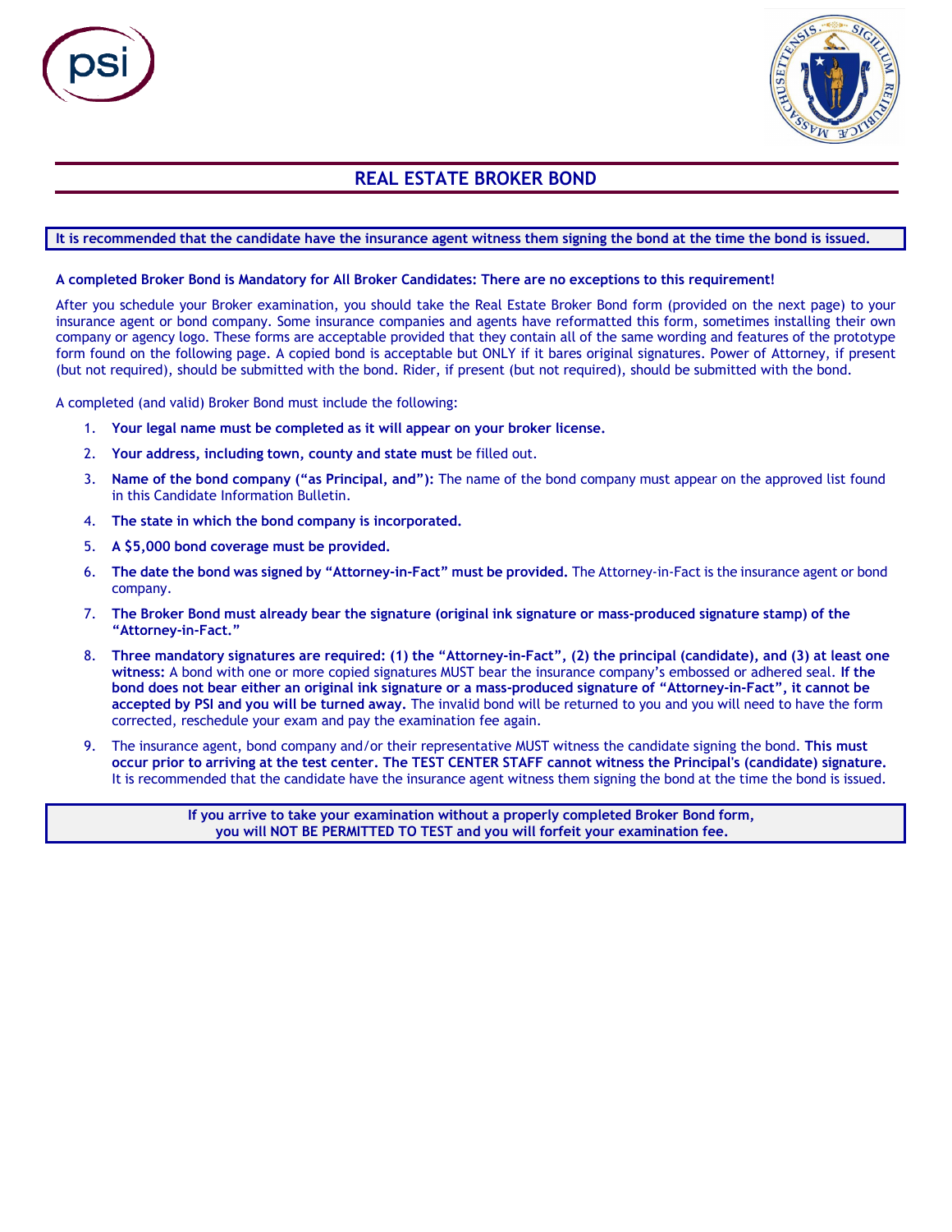# REAL ESTATE BROKER BOND

**It is recommended that the candidate have the insurance agent witness them signing the bond at the time the bond is issued.**

**A completed Broker Bond is Mandatory for All Broker Candidates: There are no exceptions to this requirement!**

After you schedule your Broker examination, you should take the Real Estate Broker Bond form (provided on the next page) to your insurance agent or bond company. Some insurance companies and agents have reformatted this form, sometimes installing their own company or agency logo. These forms are acceptable provided that they contain all of the same wording and features of the prototype form found on the following page. A copied bond is acceptable but ONLY if it bares original signatures. Power of Attorney, if present (but not required), should be submitted with the bond. Rider, if present (but not required), should be submitted with the bond.

A completed (and valid) Broker Bond must include the following:

1. **Your legal name must be completed as it will appear on your broker license.**
2. **Your address, including town, county and state must** be filled out.
3. **Name of the bond company ("as Principal, and"):** The name of the bond company must appear on the approved list found in this Candidate Information Bulletin.
4. **The state in which the bond company is incorporated.**
5. **A $5,000 bond coverage must be provided.**
6. **The date the bond was signed by "Attorney-in-Fact" must be provided.** The Attorney-in-Fact is the insurance agent or bond company.
7. **The Broker Bond must already bear the signature (original ink signature or mass-produced signature stamp) of the "Attorney-in-Fact."**
8. **Three mandatory signatures are required: (1) the "Attorney-in-Fact", (2) the principal (candidate), and (3) at least one witness:** A bond with one or more copied signatures MUST bear the insurance company's embossed or adhered seal. **If the bond does not bear either an original ink signature or a mass-produced signature of "Attorney-in-Fact", it cannot be accepted by PSI and you will be turned away.** The invalid bond will be returned to you and you will need to have the form corrected, reschedule your exam and pay the examination fee again.
9. The insurance agent, bond company and/or their representative MUST witness the candidate signing the bond. **This must occur prior to arriving at the test center. The TEST CENTER STAFF cannot witness the Principal's (candidate) signature.** It is recommended that the candidate have the insurance agent witness them signing the bond at the time the bond is issued.

**If you arrive to take your examination without a properly completed Broker Bond form, you will NOT BE PERMITTED TO TEST and you will forfeit your examination fee.**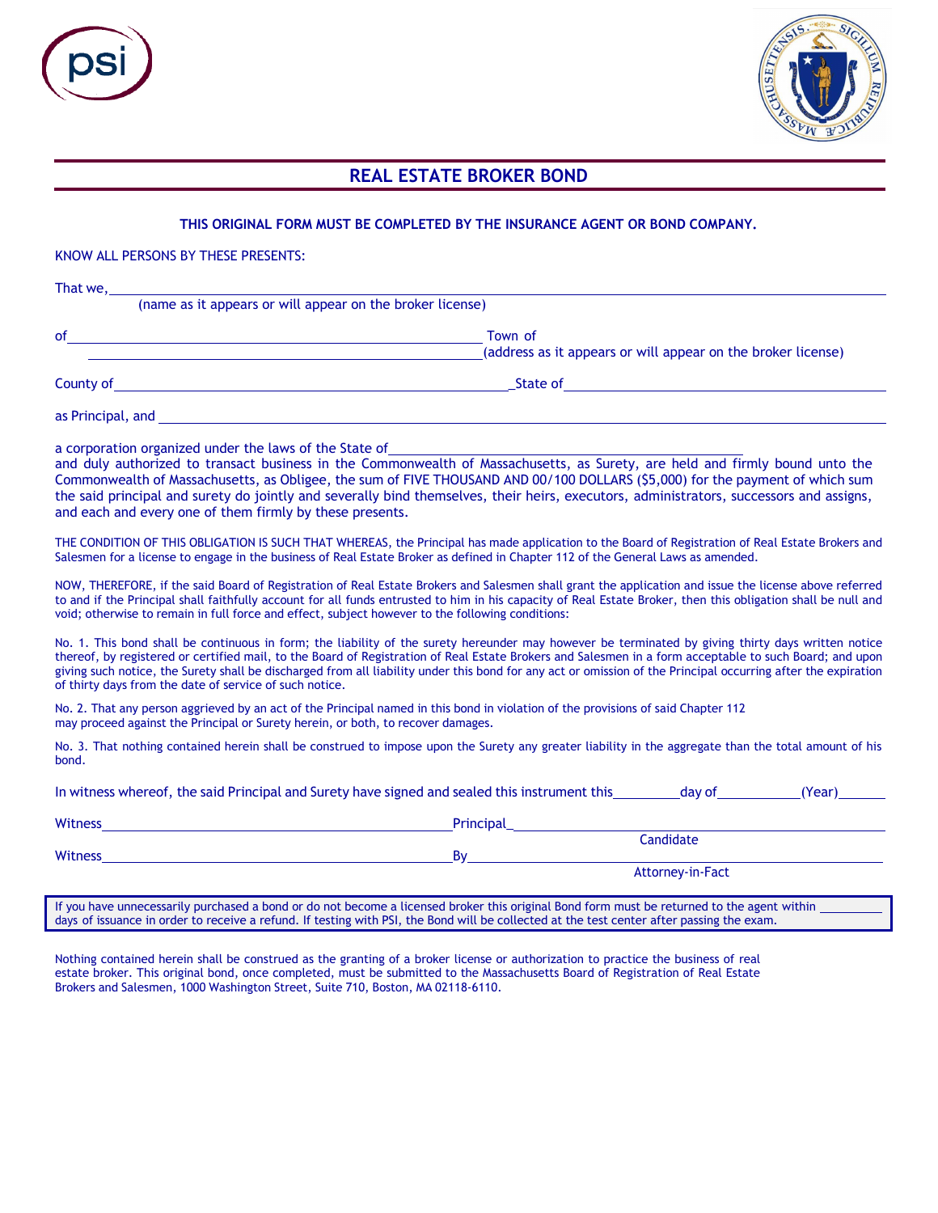# REAL ESTATE BROKER BOND

**THIS ORIGINAL FORM MUST BE COMPLETED BY THE INSURANCE AGENT OR BOND COMPANY.**

KNOW ALL PERSONS BY THESE PRESENTS:

That we, ______________________________________________________________
(name as it appears or will appear on the broker license)

of ______________________________________ Town of
______________________________________ (address as it appears or will appear on the broker license)

County of ______________________________________ State of ______________________________

as Principal, and ______________________________________________________________

a corporation organized under the laws of the State of ______________________________
and duly authorized to transact business in the Commonwealth of Massachusetts, as Surety, are held and firmly bound unto the Commonwealth of Massachusetts, as Obligee, the sum of FIVE THOUSAND AND 00/100 DOLLARS ($5,000) for the payment of which sum the said principal and surety do jointly and severally bind themselves, their heirs, executors, administrators, successors and assigns, and each and every one of them firmly by these presents.

THE CONDITION OF THIS OBLIGATION IS SUCH THAT WHEREAS, the Principal has made application to the Board of Registration of Real Estate Brokers and Salesmen for a license to engage in the business of Real Estate Broker as defined in Chapter 112 of the General Laws as amended.

NOW, THEREFORE, if the said Board of Registration of Real Estate Brokers and Salesmen shall grant the application and issue the license above referred to and if the Principal shall faithfully account for all funds entrusted to him in his capacity of Real Estate Broker, then this obligation shall be null and void; otherwise to remain in full force and effect, subject however to the following conditions:

No. 1. This bond shall be continuous in form; the liability of the surety hereunder may however be terminated by giving thirty days written notice thereof, by registered or certified mail, to the Board of Registration of Real Estate Brokers and Salesmen in a form acceptable to such Board; and upon giving such notice, the Surety shall be discharged from all liability under this bond for any act or omission of the Principal occurring after the expiration of thirty days from the date of service of such notice.

No. 2. That any person aggrieved by an act of the Principal named in this bond in violation of the provisions of said Chapter 112 may proceed against the Principal or Surety herein, or both, to recover damages.

No. 3. That nothing contained herein shall be construed to impose upon the Surety any greater liability in the aggregate than the total amount of his bond.

In witness whereof, the said Principal and Surety have signed and sealed this instrument this ________ day of __________ (Year) ______

Witness ______________________________ Principal ______________________________
Candidate

Witness ______________________________ By ______________________________
Attorney-in-Fact

If you have unnecessarily purchased a bond or do not become a licensed broker this original Bond form must be returned to the agent within ________ days of issuance in order to receive a refund. If testing with PSI, the Bond will be collected at the test center after passing the exam.

Nothing contained herein shall be construed as the granting of a broker license or authorization to practice the business of real estate broker. This original bond, once completed, must be submitted to the Massachusetts Board of Registration of Real Estate Brokers and Salesmen, 1000 Washington Street, Suite 710, Boston, MA 02118-6110.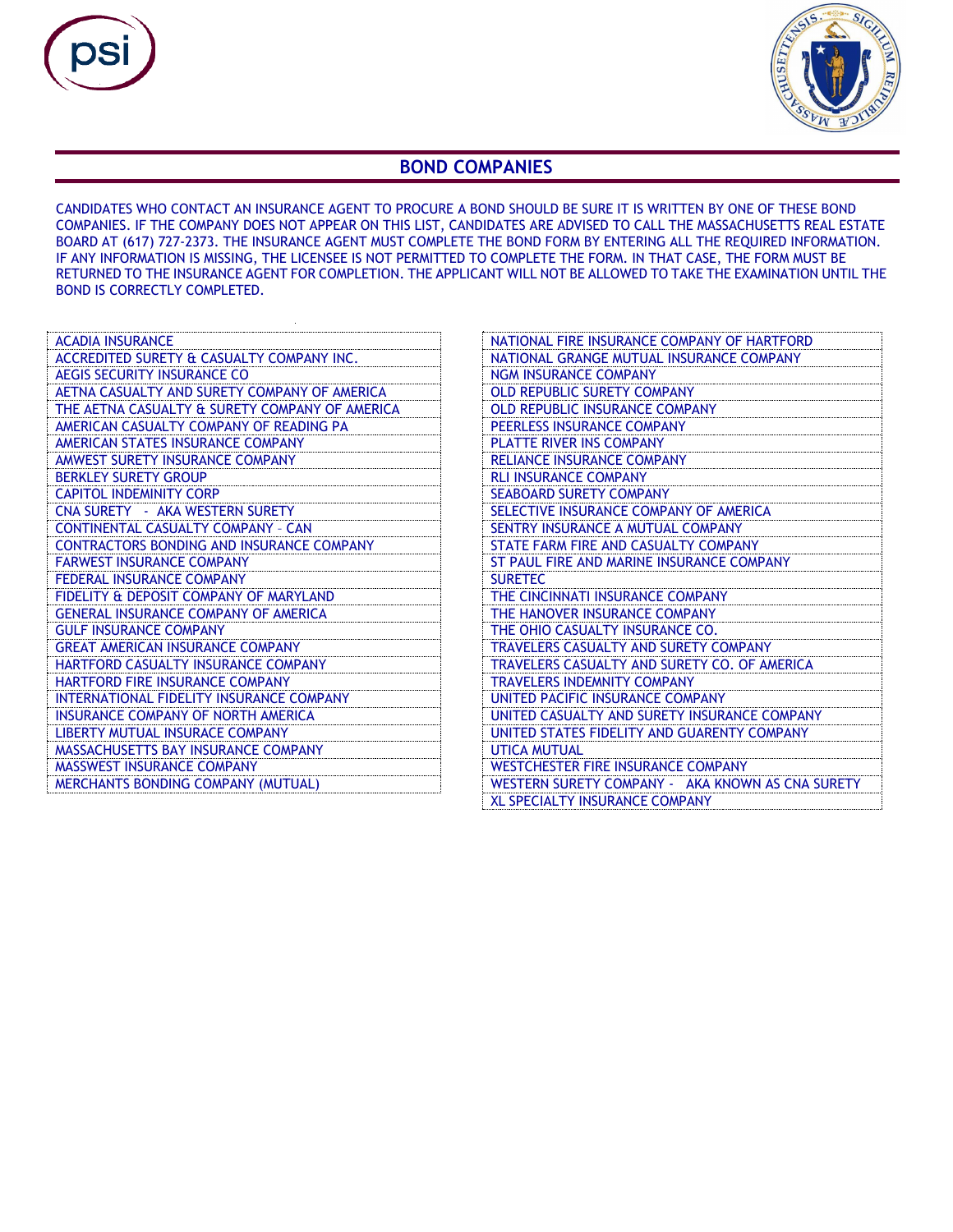## BOND COMPANIES

CANDIDATES WHO CONTACT AN INSURANCE AGENT TO PROCURE A BOND SHOULD BE SURE IT IS WRITTEN BY ONE OF THESE BOND COMPANIES. IF THE COMPANY DOES NOT APPEAR ON THIS LIST, CANDIDATES ARE ADVISED TO CALL THE MASSACHUSETTS REAL ESTATE BOARD AT (617) 727-2373. THE INSURANCE AGENT MUST COMPLETE THE BOND FORM BY ENTERING ALL THE REQUIRED INFORMATION. IF ANY INFORMATION IS MISSING, THE LICENSEE IS NOT PERMITTED TO COMPLETE THE FORM. IN THAT CASE, THE FORM MUST BE RETURNED TO THE INSURANCE AGENT FOR COMPLETION. THE APPLICANT WILL NOT BE ALLOWED TO TAKE THE EXAMINATION UNTIL THE BOND IS CORRECTLY COMPLETED.

| |
|---|
| ACADIA INSURANCE |
| ACCREDITED SURETY & CASUALTY COMPANY INC. |
| AEGIS SECURITY INSURANCE CO |
| AETNA CASUALTY AND SURETY COMPANY OF AMERICA |
| THE AETNA CASUALTY & SURETY COMPANY OF AMERICA |
| AMERICAN CASUALTY COMPANY OF READING PA |
| AMERICAN STATES INSURANCE COMPANY |
| AMWEST SURETY INSURANCE COMPANY |
| BERKLEY SURETY GROUP |
| CAPITOL INDEMINITY CORP |
| CNA SURETY - AKA WESTERN SURETY |
| CONTINENTAL CASUALTY COMPANY – CAN |
| CONTRACTORS BONDING AND INSURANCE COMPANY |
| FARWEST INSURANCE COMPANY |
| FEDERAL INSURANCE COMPANY |
| FIDELITY & DEPOSIT COMPANY OF MARYLAND |
| GENERAL INSURANCE COMPANY OF AMERICA |
| GULF INSURANCE COMPANY |
| GREAT AMERICAN INSURANCE COMPANY |
| HARTFORD CASUALTY INSURANCE COMPANY |
| HARTFORD FIRE INSURANCE COMPANY |
| INTERNATIONAL FIDELITY INSURANCE COMPANY |
| INSURANCE COMPANY OF NORTH AMERICA |
| LIBERTY MUTUAL INSURACE COMPANY |
| MASSACHUSETTS BAY INSURANCE COMPANY |
| MASSWEST INSURANCE COMPANY |
| MERCHANTS BONDING COMPANY (MUTUAL) |
| NATIONAL FIRE INSURANCE COMPANY OF HARTFORD |
| NATIONAL GRANGE MUTUAL INSURANCE COMPANY |
| NGM INSURANCE COMPANY |
| OLD REPUBLIC SURETY COMPANY |
| OLD REPUBLIC INSURANCE COMPANY |
| PEERLESS INSURANCE COMPANY |
| PLATTE RIVER INS COMPANY |
| RELIANCE INSURANCE COMPANY |
| RLI INSURANCE COMPANY |
| SEABOARD SURETY COMPANY |
| SELECTIVE INSURANCE COMPANY OF AMERICA |
| SENTRY INSURANCE A MUTUAL COMPANY |
| STATE FARM FIRE AND CASUALTY COMPANY |
| ST PAUL FIRE AND MARINE INSURANCE COMPANY |
| SURETEC |
| THE CINCINNATI INSURANCE COMPANY |
| THE HANOVER INSURANCE COMPANY |
| THE OHIO CASUALTY INSURANCE CO. |
| TRAVELERS CASUALTY AND SURETY COMPANY |
| TRAVELERS CASUALTY AND SURETY CO. OF AMERICA |
| TRAVELERS INDEMNITY COMPANY |
| UNITED PACIFIC INSURANCE COMPANY |
| UNITED CASUALTY AND SURETY INSURANCE COMPANY |
| UNITED STATES FIDELITY AND GUARENTY COMPANY |
| UTICA MUTUAL |
| WESTCHESTER FIRE INSURANCE COMPANY |
| WESTERN SURETY COMPANY - AKA KNOWN AS CNA SURETY |
| XL SPECIALTY INSURANCE COMPANY |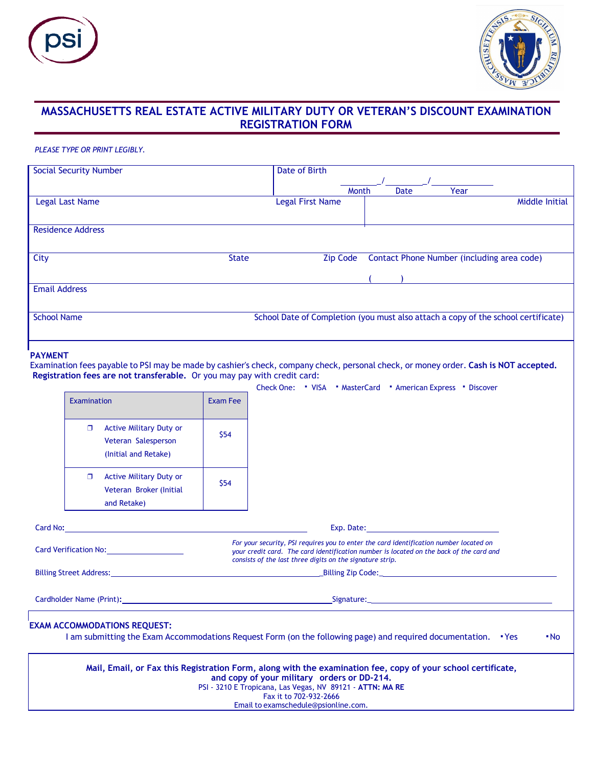# MASSACHUSETTS REAL ESTATE ACTIVE MILITARY DUTY OR VETERAN'S DISCOUNT EXAMINATION REGISTRATION FORM

*PLEASE TYPE OR PRINT LEGIBLY.*

| Social Security Number | | Date of Birth ________/________/__________ Month Date Year | |
|---|---|---|---|
| Legal Last Name | | Legal First Name | Middle Initial |
| Residence Address | | | |
| City | State | Zip Code | Contact Phone Number (including area code) ( ) |
| Email Address | | | |
| School Name | | School Date of Completion (you must also attach a copy of the school certificate) | |

**PAYMENT**

Examination fees payable to PSI may be made by cashier's check, company check, personal check, or money order. **Cash is NOT accepted. Registration fees are not transferable.** Or you may pay with credit card:

Check One: ▪ VISA ▪ MasterCard ▪ American Express ▪ Discover

| Examination | Exam Fee |
|---|---|
| ❒ Active Military Duty or Veteran Salesperson (Initial and Retake) | $54 |
| ❒ Active Military Duty or Veteran Broker (Initial and Retake) | $54 |

Card No:______________________________ Exp. Date:______________________

Card Verification No:______________

*For your security, PSI requires you to enter the card identification number located on your credit card. The card identification number is located on the back of the card and consists of the last three digits on the signature strip.*

Billing Street Address:______________________________ Billing Zip Code:______________________

Cardholder Name (Print):______________________________ Signature:______________________

**EXAM ACCOMMODATIONS REQUEST:**

I am submitting the Exam Accommodations Request Form (on the following page) and required documentation. ▪ Yes ▪ No

**Mail, Email, or Fax this Registration Form, along with the examination fee, copy of your school certificate, and copy of your military orders or DD-214.**

PSI - 3210 E Tropicana, Las Vegas, NV 89121 - **ATTN: MA RE**

Fax it to 702-932-2666

Email to examschedule@psionline.com.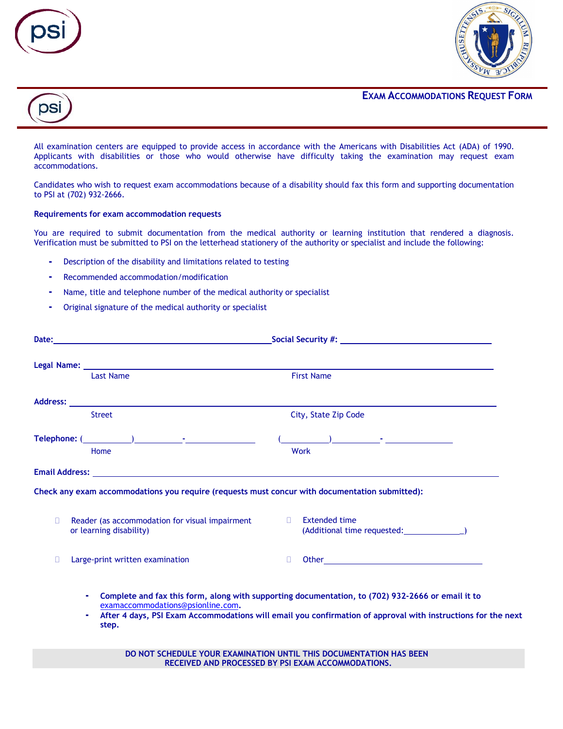## EXAM ACCOMMODATIONS REQUEST FORM

All examination centers are equipped to provide access in accordance with the Americans with Disabilities Act (ADA) of 1990. Applicants with disabilities or those who would otherwise have difficulty taking the examination may request exam accommodations.

Candidates who wish to request exam accommodations because of a disability should fax this form and supporting documentation to PSI at (702) 932-2666.

**Requirements for exam accommodation requests**

You are required to submit documentation from the medical authority or learning institution that rendered a diagnosis. Verification must be submitted to PSI on the letterhead stationery of the authority or specialist and include the following:

- Description of the disability and limitations related to testing
- Recommended accommodation/modification
- Name, title and telephone number of the medical authority or specialist
- Original signature of the medical authority or specialist

**Date:** ______________________________ **Social Security #:** ______________________________

**Legal Name:** ____________________________________________________________
Last Name First Name

**Address:** ____________________________________________________________
Street City, State Zip Code

**Telephone:** (________)________-____________ (________)________-____________
Home Work

**Email Address:** ____________________________________________________________

**Check any exam accommodations you require (requests must concur with documentation submitted):**

- ☐ Reader (as accommodation for visual impairment or learning disability)
- ☐ Extended time (Additional time requested:____________)
- ☐ Large-print written examination
- ☐ Other______________________________

- **Complete and fax this form, along with supporting documentation, to (702) 932-2666 or email it to examaccommodations@psionline.com.**
- **After 4 days, PSI Exam Accommodations will email you confirmation of approval with instructions for the next step.**

**DO NOT SCHEDULE YOUR EXAMINATION UNTIL THIS DOCUMENTATION HAS BEEN RECEIVED AND PROCESSED BY PSI EXAM ACCOMMODATIONS.**